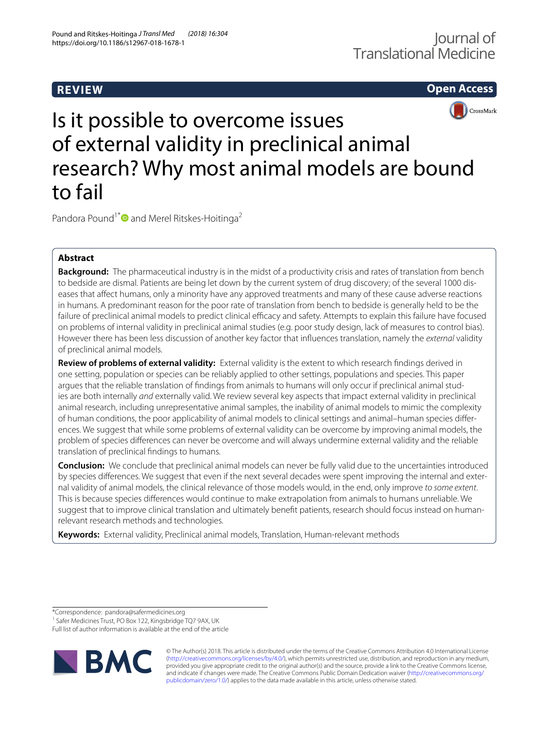REVIEW

Open Access

# Is it possible to overcome issues of external validity in preclinical animal research? Why most animal models are bound to fail

Pandora Pound[1*] and Merel Ritskes-Hoitinga[2]

## Abstract

**Background:** The pharmaceutical industry is in the midst of a productivity crisis and rates of translation from bench to bedside are dismal. Patients are being let down by the current system of drug discovery; of the several 1000 diseases that affect humans, only a minority have any approved treatments and many of these cause adverse reactions in humans. A predominant reason for the poor rate of translation from bench to bedside is generally held to be the failure of preclinical animal models to predict clinical efficacy and safety. Attempts to explain this failure have focused on problems of internal validity in preclinical animal studies (e.g. poor study design, lack of measures to control bias). However there has been less discussion of another key factor that influences translation, namely the *external* validity of preclinical animal models.

**Review of problems of external validity:** External validity is the extent to which research findings derived in one setting, population or species can be reliably applied to other settings, populations and species. This paper argues that the reliable translation of findings from animals to humans will only occur if preclinical animal studies are both internally *and* externally valid. We review several key aspects that impact external validity in preclinical animal research, including unrepresentative animal samples, the inability of animal models to mimic the complexity of human conditions, the poor applicability of animal models to clinical settings and animal–human species differences. We suggest that while some problems of external validity can be overcome by improving animal models, the problem of species differences can never be overcome and will always undermine external validity and the reliable translation of preclinical findings to humans.

**Conclusion:** We conclude that preclinical animal models can never be fully valid due to the uncertainties introduced by species differences. We suggest that even if the next several decades were spent improving the internal and external validity of animal models, the clinical relevance of those models would, in the end, only improve *to some extent*. This is because species differences would continue to make extrapolation from animals to humans unreliable. We suggest that to improve clinical translation and ultimately benefit patients, research should focus instead on human-relevant research methods and technologies.

**Keywords:** External validity, Preclinical animal models, Translation, Human-relevant methods

*Correspondence: pandora@safermedicines.org
[1] Safer Medicines Trust, PO Box 122, Kingsbridge TQ7 9AX, UK
Full list of author information is available at the end of the article

© The Author(s) 2018. This article is distributed under the terms of the Creative Commons Attribution 4.0 International License (http://creativecommons.org/licenses/by/4.0/), which permits unrestricted use, distribution, and reproduction in any medium, provided you give appropriate credit to the original author(s) and the source, provide a link to the Creative Commons license, and indicate if changes were made. The Creative Commons Public Domain Dedication waiver (http://creativecommons.org/publicdomain/zero/1.0/) applies to the data made available in this article, unless otherwise stated.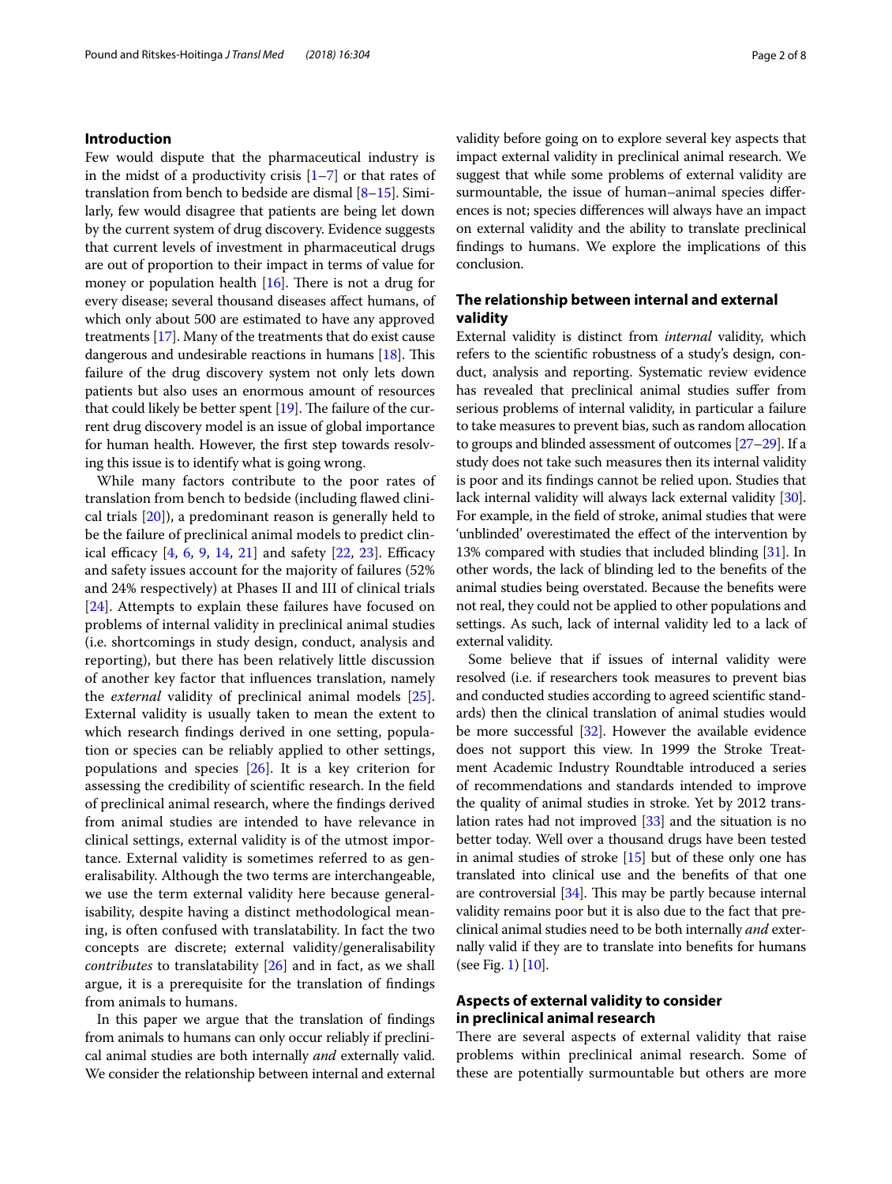## Introduction

Few would dispute that the pharmaceutical industry is in the midst of a productivity crisis [1–7] or that rates of translation from bench to bedside are dismal [8–15]. Similarly, few would disagree that patients are being let down by the current system of drug discovery. Evidence suggests that current levels of investment in pharmaceutical drugs are out of proportion to their impact in terms of value for money or population health [16]. There is not a drug for every disease; several thousand diseases affect humans, of which only about 500 are estimated to have any approved treatments [17]. Many of the treatments that do exist cause dangerous and undesirable reactions in humans [18]. This failure of the drug discovery system not only lets down patients but also uses an enormous amount of resources that could likely be better spent [19]. The failure of the current drug discovery model is an issue of global importance for human health. However, the first step towards resolving this issue is to identify what is going wrong.

While many factors contribute to the poor rates of translation from bench to bedside (including flawed clinical trials [20]), a predominant reason is generally held to be the failure of preclinical animal models to predict clinical efficacy [4, 6, 9, 14, 21] and safety [22, 23]. Efficacy and safety issues account for the majority of failures (52% and 24% respectively) at Phases II and III of clinical trials [24]. Attempts to explain these failures have focused on problems of internal validity in preclinical animal studies (i.e. shortcomings in study design, conduct, analysis and reporting), but there has been relatively little discussion of another key factor that influences translation, namely the *external* validity of preclinical animal models [25]. External validity is usually taken to mean the extent to which research findings derived in one setting, population or species can be reliably applied to other settings, populations and species [26]. It is a key criterion for assessing the credibility of scientific research. In the field of preclinical animal research, where the findings derived from animal studies are intended to have relevance in clinical settings, external validity is of the utmost importance. External validity is sometimes referred to as generalisability. Although the two terms are interchangeable, we use the term external validity here because generalisability, despite having a distinct methodological meaning, is often confused with translatability. In fact the two concepts are discrete; external validity/generalisability *contributes* to translatability [26] and in fact, as we shall argue, it is a prerequisite for the translation of findings from animals to humans.

In this paper we argue that the translation of findings from animals to humans can only occur reliably if preclinical animal studies are both internally *and* externally valid. We consider the relationship between internal and external validity before going on to explore several key aspects that impact external validity in preclinical animal research. We suggest that while some problems of external validity are surmountable, the issue of human–animal species differences is not; species differences will always have an impact on external validity and the ability to translate preclinical findings to humans. We explore the implications of this conclusion.

## The relationship between internal and external validity

External validity is distinct from *internal* validity, which refers to the scientific robustness of a study's design, conduct, analysis and reporting. Systematic review evidence has revealed that preclinical animal studies suffer from serious problems of internal validity, in particular a failure to take measures to prevent bias, such as random allocation to groups and blinded assessment of outcomes [27–29]. If a study does not take such measures then its internal validity is poor and its findings cannot be relied upon. Studies that lack internal validity will always lack external validity [30]. For example, in the field of stroke, animal studies that were 'unblinded' overestimated the effect of the intervention by 13% compared with studies that included blinding [31]. In other words, the lack of blinding led to the benefits of the animal studies being overstated. Because the benefits were not real, they could not be applied to other populations and settings. As such, lack of internal validity led to a lack of external validity.

Some believe that if issues of internal validity were resolved (i.e. if researchers took measures to prevent bias and conducted studies according to agreed scientific standards) then the clinical translation of animal studies would be more successful [32]. However the available evidence does not support this view. In 1999 the Stroke Treatment Academic Industry Roundtable introduced a series of recommendations and standards intended to improve the quality of animal studies in stroke. Yet by 2012 translation rates had not improved [33] and the situation is no better today. Well over a thousand drugs have been tested in animal studies of stroke [15] but of these only one has translated into clinical use and the benefits of that one are controversial [34]. This may be partly because internal validity remains poor but it is also due to the fact that preclinical animal studies need to be both internally *and* externally valid if they are to translate into benefits for humans (see Fig. 1) [10].

## Aspects of external validity to consider in preclinical animal research

There are several aspects of external validity that raise problems within preclinical animal research. Some of these are potentially surmountable but others are more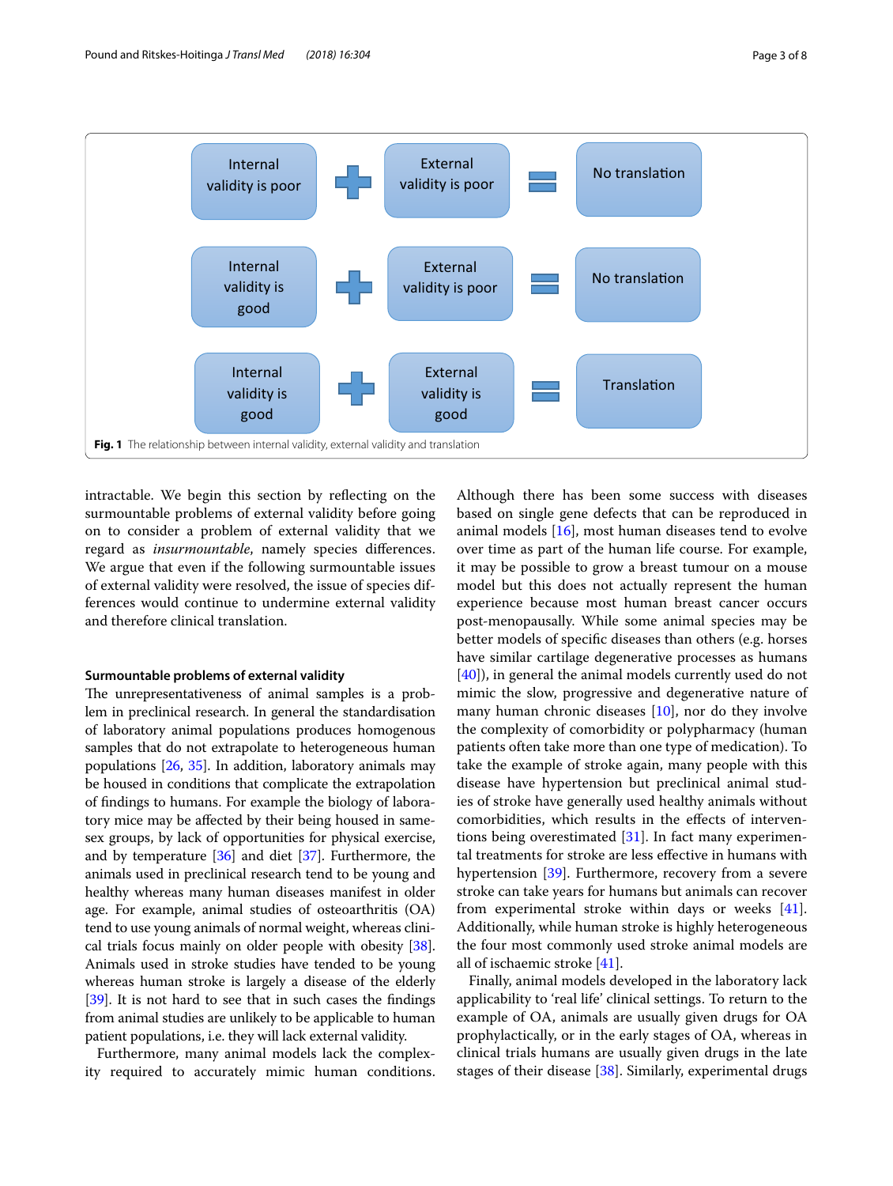| | | | | |
|---|---|---|---|---|
| Internal validity is poor | + | External validity is poor | = | No translation |
| Internal validity is good | + | External validity is poor | = | No translation |
| Internal validity is good | + | External validity is good | = | Translation |

**Fig. 1** The relationship between internal validity, external validity and translation

intractable. We begin this section by reflecting on the surmountable problems of external validity before going on to consider a problem of external validity that we regard as *insurmountable*, namely species differences. We argue that even if the following surmountable issues of external validity were resolved, the issue of species differences would continue to undermine external validity and therefore clinical translation.

### Surmountable problems of external validity

The unrepresentativeness of animal samples is a problem in preclinical research. In general the standardisation of laboratory animal populations produces homogenous samples that do not extrapolate to heterogeneous human populations [26, 35]. In addition, laboratory animals may be housed in conditions that complicate the extrapolation of findings to humans. For example the biology of laboratory mice may be affected by their being housed in same-sex groups, by lack of opportunities for physical exercise, and by temperature [36] and diet [37]. Furthermore, the animals used in preclinical research tend to be young and healthy whereas many human diseases manifest in older age. For example, animal studies of osteoarthritis (OA) tend to use young animals of normal weight, whereas clinical trials focus mainly on older people with obesity [38]. Animals used in stroke studies have tended to be young whereas human stroke is largely a disease of the elderly [39]. It is not hard to see that in such cases the findings from animal studies are unlikely to be applicable to human patient populations, i.e. they will lack external validity.

Furthermore, many animal models lack the complexity required to accurately mimic human conditions. Although there has been some success with diseases based on single gene defects that can be reproduced in animal models [16], most human diseases tend to evolve over time as part of the human life course. For example, it may be possible to grow a breast tumour on a mouse model but this does not actually represent the human experience because most human breast cancer occurs post-menopausally. While some animal species may be better models of specific diseases than others (e.g. horses have similar cartilage degenerative processes as humans [40]), in general the animal models currently used do not mimic the slow, progressive and degenerative nature of many human chronic diseases [10], nor do they involve the complexity of comorbidity or polypharmacy (human patients often take more than one type of medication). To take the example of stroke again, many people with this disease have hypertension but preclinical animal studies of stroke have generally used healthy animals without comorbidities, which results in the effects of interventions being overestimated [31]. In fact many experimental treatments for stroke are less effective in humans with hypertension [39]. Furthermore, recovery from a severe stroke can take years for humans but animals can recover from experimental stroke within days or weeks [41]. Additionally, while human stroke is highly heterogeneous the four most commonly used stroke animal models are all of ischaemic stroke [41].

Finally, animal models developed in the laboratory lack applicability to 'real life' clinical settings. To return to the example of OA, animals are usually given drugs for OA prophylactically, or in the early stages of OA, whereas in clinical trials humans are usually given drugs in the late stages of their disease [38]. Similarly, experimental drugs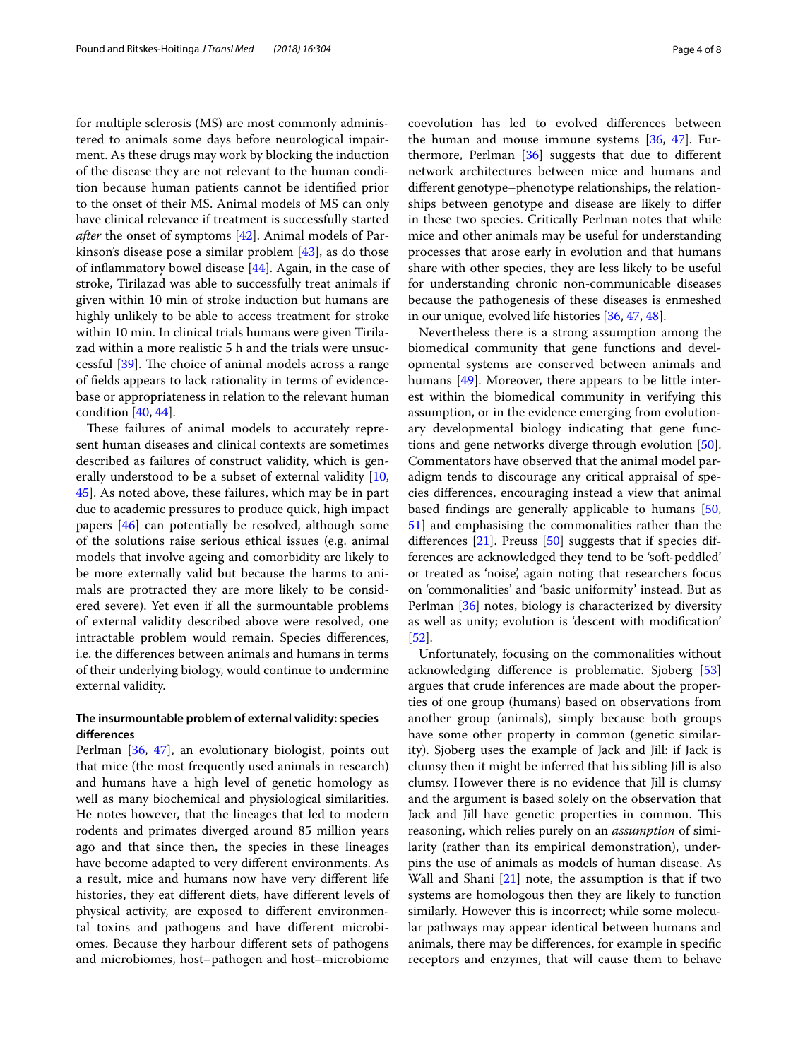for multiple sclerosis (MS) are most commonly administered to animals some days before neurological impairment. As these drugs may work by blocking the induction of the disease they are not relevant to the human condition because human patients cannot be identified prior to the onset of their MS. Animal models of MS can only have clinical relevance if treatment is successfully started *after* the onset of symptoms [42]. Animal models of Parkinson's disease pose a similar problem [43], as do those of inflammatory bowel disease [44]. Again, in the case of stroke, Tirilazad was able to successfully treat animals if given within 10 min of stroke induction but humans are highly unlikely to be able to access treatment for stroke within 10 min. In clinical trials humans were given Tirilazad within a more realistic 5 h and the trials were unsuccessful [39]. The choice of animal models across a range of fields appears to lack rationality in terms of evidence-base or appropriateness in relation to the relevant human condition [40, 44].

These failures of animal models to accurately represent human diseases and clinical contexts are sometimes described as failures of construct validity, which is generally understood to be a subset of external validity [10, 45]. As noted above, these failures, which may be in part due to academic pressures to produce quick, high impact papers [46] can potentially be resolved, although some of the solutions raise serious ethical issues (e.g. animal models that involve ageing and comorbidity are likely to be more externally valid but because the harms to animals are protracted they are more likely to be considered severe). Yet even if all the surmountable problems of external validity described above were resolved, one intractable problem would remain. Species differences, i.e. the differences between animals and humans in terms of their underlying biology, would continue to undermine external validity.

### The insurmountable problem of external validity: species differences

Perlman [36, 47], an evolutionary biologist, points out that mice (the most frequently used animals in research) and humans have a high level of genetic homology as well as many biochemical and physiological similarities. He notes however, that the lineages that led to modern rodents and primates diverged around 85 million years ago and that since then, the species in these lineages have become adapted to very different environments. As a result, mice and humans now have very different life histories, they eat different diets, have different levels of physical activity, are exposed to different environmental toxins and pathogens and have different microbiomes. Because they harbour different sets of pathogens and microbiomes, host–pathogen and host–microbiome coevolution has led to evolved differences between the human and mouse immune systems [36, 47]. Furthermore, Perlman [36] suggests that due to different network architectures between mice and humans and different genotype–phenotype relationships, the relationships between genotype and disease are likely to differ in these two species. Critically Perlman notes that while mice and other animals may be useful for understanding processes that arose early in evolution and that humans share with other species, they are less likely to be useful for understanding chronic non-communicable diseases because the pathogenesis of these diseases is enmeshed in our unique, evolved life histories [36, 47, 48].

Nevertheless there is a strong assumption among the biomedical community that gene functions and developmental systems are conserved between animals and humans [49]. Moreover, there appears to be little interest within the biomedical community in verifying this assumption, or in the evidence emerging from evolutionary developmental biology indicating that gene functions and gene networks diverge through evolution [50]. Commentators have observed that the animal model paradigm tends to discourage any critical appraisal of species differences, encouraging instead a view that animal based findings are generally applicable to humans [50, 51] and emphasising the commonalities rather than the differences [21]. Preuss [50] suggests that if species differences are acknowledged they tend to be 'soft-peddled' or treated as 'noise', again noting that researchers focus on 'commonalities' and 'basic uniformity' instead. But as Perlman [36] notes, biology is characterized by diversity as well as unity; evolution is 'descent with modification' [52].

Unfortunately, focusing on the commonalities without acknowledging difference is problematic. Sjoberg [53] argues that crude inferences are made about the properties of one group (humans) based on observations from another group (animals), simply because both groups have some other property in common (genetic similarity). Sjoberg uses the example of Jack and Jill: if Jack is clumsy then it might be inferred that his sibling Jill is also clumsy. However there is no evidence that Jill is clumsy and the argument is based solely on the observation that Jack and Jill have genetic properties in common. This reasoning, which relies purely on an *assumption* of similarity (rather than its empirical demonstration), underpins the use of animals as models of human disease. As Wall and Shani [21] note, the assumption is that if two systems are homologous then they are likely to function similarly. However this is incorrect; while some molecular pathways may appear identical between humans and animals, there may be differences, for example in specific receptors and enzymes, that will cause them to behave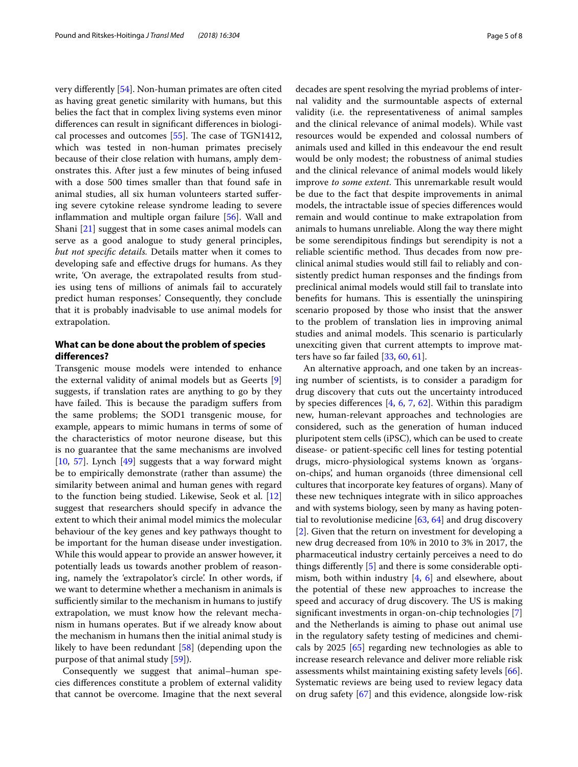very differently [54]. Non-human primates are often cited as having great genetic similarity with humans, but this belies the fact that in complex living systems even minor differences can result in significant differences in biological processes and outcomes [55]. The case of TGN1412, which was tested in non-human primates precisely because of their close relation with humans, amply demonstrates this. After just a few minutes of being infused with a dose 500 times smaller than that found safe in animal studies, all six human volunteers started suffering severe cytokine release syndrome leading to severe inflammation and multiple organ failure [56]. Wall and Shani [21] suggest that in some cases animal models can serve as a good analogue to study general principles, *but not specific details*. Details matter when it comes to developing safe and effective drugs for humans. As they write, 'On average, the extrapolated results from studies using tens of millions of animals fail to accurately predict human responses.' Consequently, they conclude that it is probably inadvisable to use animal models for extrapolation.

## What can be done about the problem of species differences?

Transgenic mouse models were intended to enhance the external validity of animal models but as Geerts [9] suggests, if translation rates are anything to go by they have failed. This is because the paradigm suffers from the same problems; the SOD1 transgenic mouse, for example, appears to mimic humans in terms of some of the characteristics of motor neurone disease, but this is no guarantee that the same mechanisms are involved [10, 57]. Lynch [49] suggests that a way forward might be to empirically demonstrate (rather than assume) the similarity between animal and human genes with regard to the function being studied. Likewise, Seok et al. [12] suggest that researchers should specify in advance the extent to which their animal model mimics the molecular behaviour of the key genes and key pathways thought to be important for the human disease under investigation. While this would appear to provide an answer however, it potentially leads us towards another problem of reasoning, namely the 'extrapolator's circle'. In other words, if we want to determine whether a mechanism in animals is sufficiently similar to the mechanism in humans to justify extrapolation, we must know how the relevant mechanism in humans operates. But if we already know about the mechanism in humans then the initial animal study is likely to have been redundant [58] (depending upon the purpose of that animal study [59]).

Consequently we suggest that animal–human species differences constitute a problem of external validity that cannot be overcome. Imagine that the next several decades are spent resolving the myriad problems of internal validity and the surmountable aspects of external validity (i.e. the representativeness of animal samples and the clinical relevance of animal models). While vast resources would be expended and colossal numbers of animals used and killed in this endeavour the end result would be only modest; the robustness of animal studies and the clinical relevance of animal models would likely improve *to some extent*. This unremarkable result would be due to the fact that despite improvements in animal models, the intractable issue of species differences would remain and would continue to make extrapolation from animals to humans unreliable. Along the way there might be some serendipitous findings but serendipity is not a reliable scientific method. Thus decades from now preclinical animal studies would still fail to reliably and consistently predict human responses and the findings from preclinical animal models would still fail to translate into benefits for humans. This is essentially the uninspiring scenario proposed by those who insist that the answer to the problem of translation lies in improving animal studies and animal models. This scenario is particularly unexciting given that current attempts to improve matters have so far failed [33, 60, 61].

An alternative approach, and one taken by an increasing number of scientists, is to consider a paradigm for drug discovery that cuts out the uncertainty introduced by species differences [4, 6, 7, 62]. Within this paradigm new, human-relevant approaches and technologies are considered, such as the generation of human induced pluripotent stem cells (iPSC), which can be used to create disease- or patient-specific cell lines for testing potential drugs, micro-physiological systems known as 'organs-on-chips', and human organoids (three dimensional cell cultures that incorporate key features of organs). Many of these new techniques integrate with in silico approaches and with systems biology, seen by many as having potential to revolutionise medicine [63, 64] and drug discovery [2]. Given that the return on investment for developing a new drug decreased from 10% in 2010 to 3% in 2017, the pharmaceutical industry certainly perceives a need to do things differently [5] and there is some considerable optimism, both within industry [4, 6] and elsewhere, about the potential of these new approaches to increase the speed and accuracy of drug discovery. The US is making significant investments in organ-on-chip technologies [7] and the Netherlands is aiming to phase out animal use in the regulatory safety testing of medicines and chemicals by 2025 [65] regarding new technologies as able to increase research relevance and deliver more reliable risk assessments whilst maintaining existing safety levels [66]. Systematic reviews are being used to review legacy data on drug safety [67] and this evidence, alongside low-risk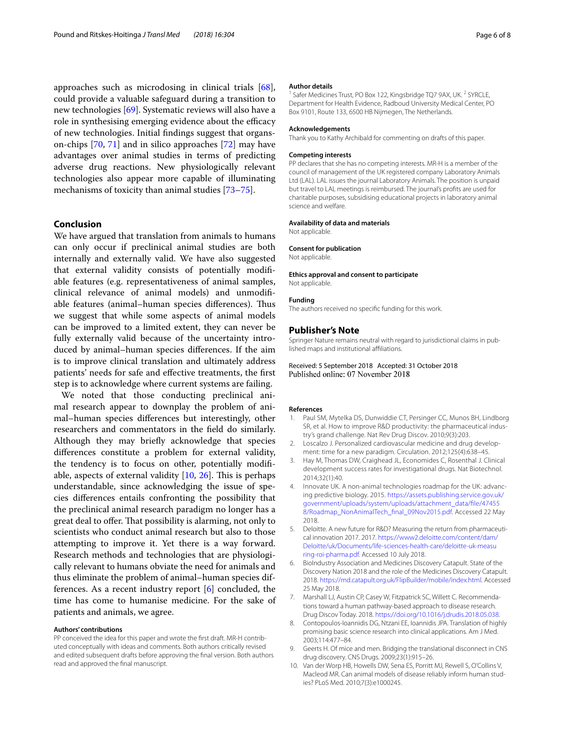approaches such as microdosing in clinical trials [68], could provide a valuable safeguard during a transition to new technologies [69]. Systematic reviews will also have a role in synthesising emerging evidence about the efficacy of new technologies. Initial findings suggest that organs-on-chips [70, 71] and in silico approaches [72] may have advantages over animal studies in terms of predicting adverse drug reactions. New physiologically relevant technologies also appear more capable of illuminating mechanisms of toxicity than animal studies [73–75].

## Conclusion

We have argued that translation from animals to humans can only occur if preclinical animal studies are both internally and externally valid. We have also suggested that external validity consists of potentially modifiable features (e.g. representativeness of animal samples, clinical relevance of animal models) and unmodifiable features (animal–human species differences). Thus we suggest that while some aspects of animal models can be improved to a limited extent, they can never be fully externally valid because of the uncertainty introduced by animal–human species differences. If the aim is to improve clinical translation and ultimately address patients' needs for safe and effective treatments, the first step is to acknowledge where current systems are failing.

We noted that those conducting preclinical animal research appear to downplay the problem of animal–human species differences but interestingly, other researchers and commentators in the field do similarly. Although they may briefly acknowledge that species differences constitute a problem for external validity, the tendency is to focus on other, potentially modifiable, aspects of external validity [10, 26]. This is perhaps understandable, since acknowledging the issue of species differences entails confronting the possibility that the preclinical animal research paradigm no longer has a great deal to offer. That possibility is alarming, not only to scientists who conduct animal research but also to those attempting to improve it. Yet there is a way forward. Research methods and technologies that are physiologically relevant to humans obviate the need for animals and thus eliminate the problem of animal–human species differences. As a recent industry report [6] concluded, the time has come to humanise medicine. For the sake of patients and animals, we agree.

#### Authors' contributions

PP conceived the idea for this paper and wrote the first draft. MR-H contributed conceptually with ideas and comments. Both authors critically revised and edited subsequent drafts before approving the final version. Both authors read and approved the final manuscript.

#### Author details

[1] Safer Medicines Trust, PO Box 122, Kingsbridge TQ7 9AX, UK. [2] SYRCLE, Department for Health Evidence, Radboud University Medical Center, PO Box 9101, Route 133, 6500 HB Nijmegen, The Netherlands.

#### Acknowledgements

Thank you to Kathy Archibald for commenting on drafts of this paper.

#### Competing interests

PP declares that she has no competing interests. MR-H is a member of the council of management of the UK registered company Laboratory Animals Ltd (LAL). LAL issues the journal Laboratory Animals. The position is unpaid but travel to LAL meetings is reimbursed. The journal's profits are used for charitable purposes, subsidising educational projects in laboratory animal science and welfare.

#### Availability of data and materials

Not applicable.

#### Consent for publication

Not applicable.

#### Ethics approval and consent to participate

Not applicable.

#### Funding

The authors received no specific funding for this work.

### Publisher's Note

Springer Nature remains neutral with regard to jurisdictional claims in published maps and institutional affiliations.

Received: 5 September 2018 Accepted: 31 October 2018
Published online: 07 November 2018

#### References

1. Paul SM, Mytelka DS, Dunwiddie CT, Persinger CC, Munos BH, Lindborg SR, et al. How to improve R&D productivity: the pharmaceutical industry's grand challenge. Nat Rev Drug Discov. 2010;9(3):203.
2. Loscalzo J. Personalized cardiovascular medicine and drug development: time for a new paradigm. Circulation. 2012;125(4):638–45.
3. Hay M, Thomas DW, Craighead JL, Economides C, Rosenthal J. Clinical development success rates for investigational drugs. Nat Biotechnol. 2014;32(1):40.
4. Innovate UK. A non-animal technologies roadmap for the UK: advancing predictive biology. 2015. https://assets.publishing.service.gov.uk/government/uploads/system/uploads/attachment_data/file/474558/Roadmap_NonAnimalTech_final_09Nov2015.pdf. Accessed 22 May 2018.
5. Deloitte. A new future for R&D? Measuring the return from pharmaceutical innovation 2017. 2017. https://www2.deloitte.com/content/dam/Deloitte/uk/Documents/life-sciences-health-care/deloitte-uk-measuring-roi-pharma.pdf. Accessed 10 July 2018.
6. BioIndustry Association and Medicines Discovery Catapult. State of the Discovery Nation 2018 and the role of the Medicines Discovery Catapult. 2018. https://md.catapult.org.uk/FlipBuilder/mobile/index.html. Accessed 25 May 2018.
7. Marshall LJ, Austin CP, Casey W, Fitzpatrick SC, Willett C. Recommendations toward a human pathway-based approach to disease research. Drug Discov Today. 2018. https://doi.org/10.1016/j.drudis.2018.05.038.
8. Contopoulos-Ioannidis DG, Ntzani EE, Ioannidis JPA. Translation of highly promising basic science research into clinical applications. Am J Med. 2003;114:477–84.
9. Geerts H. Of mice and men. Bridging the translational disconnect in CNS drug discovery. CNS Drugs. 2009;23(1):915–26.
10. Van der Worp HB, Howells DW, Sena ES, Porritt MJ, Rewell S, O'Collins V, Macleod MR. Can animal models of disease reliably inform human studies? PLoS Med. 2010;7(3):e1000245.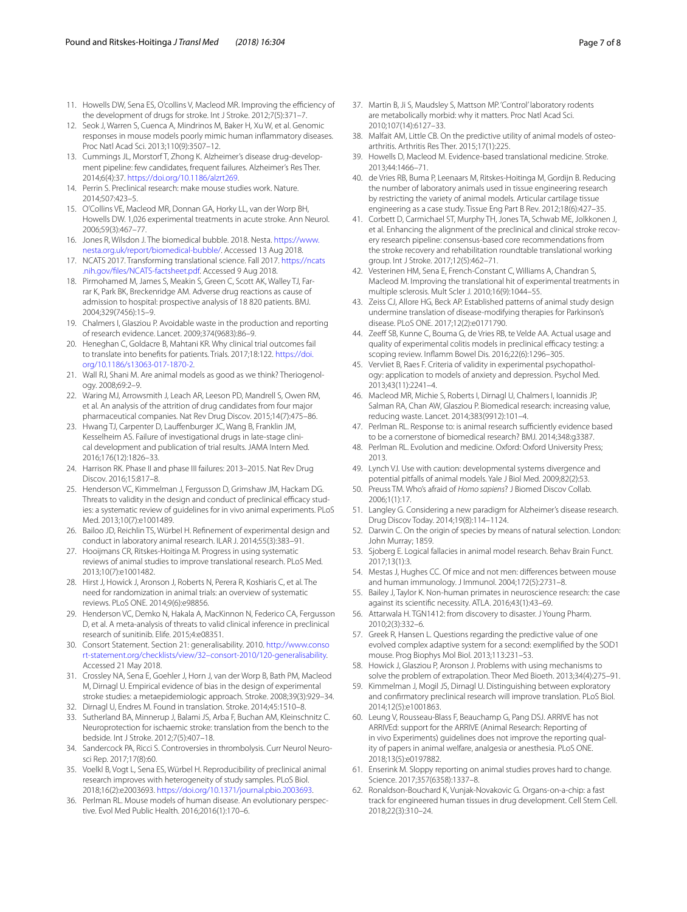11. Howells DW, Sena ES, O'collins V, Macleod MR. Improving the efficiency of the development of drugs for stroke. Int J Stroke. 2012;7(5):371–7.
12. Seok J, Warren S, Cuenca A, Mindrinos M, Baker H, Xu W, et al. Genomic responses in mouse models poorly mimic human inflammatory diseases. Proc Natl Acad Sci. 2013;110(9):3507–12.
13. Cummings JL, Morstorf T, Zhong K. Alzheimer's disease drug-development pipeline: few candidates, frequent failures. Alzheimer's Res Ther. 2014;6(4):37. https://doi.org/10.1186/alzrt269.
14. Perrin S. Preclinical research: make mouse studies work. Nature. 2014;507:423–5.
15. O'Collins VE, Macleod MR, Donnan GA, Horky LL, van der Worp BH, Howells DW. 1,026 experimental treatments in acute stroke. Ann Neurol. 2006;59(3):467–77.
16. Jones R, Wilsdon J. The biomedical bubble. 2018. Nesta. https://www.nesta.org.uk/report/biomedical-bubble/. Accessed 13 Aug 2018.
17. NCATS 2017. Transforming translational science. Fall 2017. https://ncats.nih.gov/files/NCATS-factsheet.pdf. Accessed 9 Aug 2018.
18. Pirmohamed M, James S, Meakin S, Green C, Scott AK, Walley TJ, Farrar K, Park BK, Breckenridge AM. Adverse drug reactions as cause of admission to hospital: prospective analysis of 18 820 patients. BMJ. 2004;329(7456):15–9.
19. Chalmers I, Glasziou P. Avoidable waste in the production and reporting of research evidence. Lancet. 2009;374(9683):86–9.
20. Heneghan C, Goldacre B, Mahtani KR. Why clinical trial outcomes fail to translate into benefits for patients. Trials. 2017;18:122. https://doi.org/10.1186/s13063-017-1870-2.
21. Wall RJ, Shani M. Are animal models as good as we think? Theriogenology. 2008;69:2–9.
22. Waring MJ, Arrowsmith J, Leach AR, Leeson PD, Mandrell S, Owen RM, et al. An analysis of the attrition of drug candidates from four major pharmaceutical companies. Nat Rev Drug Discov. 2015;14(7):475–86.
23. Hwang TJ, Carpenter D, Lauffenburger JC, Wang B, Franklin JM, Kesselheim AS. Failure of investigational drugs in late-stage clinical development and publication of trial results. JAMA Intern Med. 2016;176(12):1826–33.
24. Harrison RK. Phase II and phase III failures: 2013–2015. Nat Rev Drug Discov. 2016;15:817–8.
25. Henderson VC, Kimmelman J, Fergusson D, Grimshaw JM, Hackam DG. Threats to validity in the design and conduct of preclinical efficacy studies: a systematic review of guidelines for in vivo animal experiments. PLoS Med. 2013;10(7):e1001489.
26. Bailoo JD, Reichlin TS, Würbel H. Refinement of experimental design and conduct in laboratory animal research. ILAR J. 2014;55(3):383–91.
27. Hooijmans CR, Ritskes-Hoitinga M. Progress in using systematic reviews of animal studies to improve translational research. PLoS Med. 2013;10(7):e1001482.
28. Hirst J, Howick J, Aronson J, Roberts N, Perera R, Koshiaris C, et al. The need for randomization in animal trials: an overview of systematic reviews. PLoS ONE. 2014;9(6):e98856.
29. Henderson VC, Demko N, Hakala A, MacKinnon N, Federico CA, Fergusson D, et al. A meta-analysis of threats to valid clinical inference in preclinical research of sunitinib. Elife. 2015;4:e08351.
30. Consort Statement. Section 21: generalisability. 2010. http://www.consort-statement.org/checklists/view/32–consort-2010/120-generalisability. Accessed 21 May 2018.
31. Crossley NA, Sena E, Goehler J, Horn J, van der Worp B, Bath PM, Macleod M, Dirnagl U. Empirical evidence of bias in the design of experimental stroke studies: a metaepidemiologic approach. Stroke. 2008;39(3):929–34.
32. Dirnagl U, Endres M. Found in translation. Stroke. 2014;45:1510–8.
33. Sutherland BA, Minnerup J, Balami JS, Arba F, Buchan AM, Kleinschnitz C. Neuroprotection for ischaemic stroke: translation from the bench to the bedside. Int J Stroke. 2012;7(5):407–18.
34. Sandercock PA, Ricci S. Controversies in thrombolysis. Curr Neurol Neurosci Rep. 2017;17(8):60.
35. Voelkl B, Vogt L, Sena ES, Würbel H. Reproducibility of preclinical animal research improves with heterogeneity of study samples. PLoS Biol. 2018;16(2):e2003693. https://doi.org/10.1371/journal.pbio.2003693.
36. Perlman RL. Mouse models of human disease. An evolutionary perspective. Evol Med Public Health. 2016;2016(1):170–6.
37. Martin B, Ji S, Maudsley S, Mattson MP. 'Control' laboratory rodents are metabolically morbid: why it matters. Proc Natl Acad Sci. 2010;107(14):6127–33.
38. Malfait AM, Little CB. On the predictive utility of animal models of osteoarthritis. Arthritis Res Ther. 2015;17(1):225.
39. Howells D, Macleod M. Evidence-based translational medicine. Stroke. 2013;44:1466–71.
40. de Vries RB, Buma P, Leenaars M, Ritskes-Hoitinga M, Gordijn B. Reducing the number of laboratory animals used in tissue engineering research by restricting the variety of animal models. Articular cartilage tissue engineering as a case study. Tissue Eng Part B Rev. 2012;18(6):427–35.
41. Corbett D, Carmichael ST, Murphy TH, Jones TA, Schwab ME, Jolkkonen J, et al. Enhancing the alignment of the preclinical and clinical stroke recovery research pipeline: consensus-based core recommendations from the stroke recovery and rehabilitation roundtable translational working group. Int J Stroke. 2017;12(5):462–71.
42. Vesterinen HM, Sena E, French-Constant C, Williams A, Chandran S, Macleod M. Improving the translational hit of experimental treatments in multiple sclerosis. Mult Scler J. 2010;16(9):1044–55.
43. Zeiss CJ, Allore HG, Beck AP. Established patterns of animal study design undermine translation of disease-modifying therapies for Parkinson's disease. PLoS ONE. 2017;12(2):e0171790.
44. Zeeff SB, Kunne C, Bouma G, de Vries RB, te Velde AA. Actual usage and quality of experimental colitis models in preclinical efficacy testing: a scoping review. Inflamm Bowel Dis. 2016;22(6):1296–305.
45. Vervliet B, Raes F. Criteria of validity in experimental psychopathology: application to models of anxiety and depression. Psychol Med. 2013;43(11):2241–4.
46. Macleod MR, Michie S, Roberts I, Dirnagl U, Chalmers I, Ioannidis JP, Salman RA, Chan AW, Glasziou P. Biomedical research: increasing value, reducing waste. Lancet. 2014;383(9912):101–4.
47. Perlman RL. Response to: is animal research sufficiently evidence based to be a cornerstone of biomedical research? BMJ. 2014;348:g3387.
48. Perlman RL. Evolution and medicine. Oxford: Oxford University Press; 2013.
49. Lynch VJ. Use with caution: developmental systems divergence and potential pitfalls of animal models. Yale J Biol Med. 2009;82(2):53.
50. Preuss TM. Who's afraid of *Homo sapiens*? J Biomed Discov Collab. 2006;1(1):17.
51. Langley G. Considering a new paradigm for Alzheimer's disease research. Drug Discov Today. 2014;19(8):114–1124.
52. Darwin C. On the origin of species by means of natural selection. London: John Murray; 1859.
53. Sjoberg E. Logical fallacies in animal model research. Behav Brain Funct. 2017;13(1):3.
54. Mestas J, Hughes CC. Of mice and not men: differences between mouse and human immunology. J Immunol. 2004;172(5):2731–8.
55. Bailey J, Taylor K. Non-human primates in neuroscience research: the case against its scientific necessity. ATLA. 2016;43(1):43–69.
56. Attarwala H. TGN1412: from discovery to disaster. J Young Pharm. 2010;2(3):332–6.
57. Greek R, Hansen L. Questions regarding the predictive value of one evolved complex adaptive system for a second: exemplified by the SOD1 mouse. Prog Biophys Mol Biol. 2013;113:231–53.
58. Howick J, Glasziou P, Aronson J. Problems with using mechanisms to solve the problem of extrapolation. Theor Med Bioeth. 2013;34(4):275–91.
59. Kimmelman J, Mogil JS, Dirnagl U. Distinguishing between exploratory and confirmatory preclinical research will improve translation. PLoS Biol. 2014;12(5):e1001863.
60. Leung V, Rousseau-Blass F, Beauchamp G, Pang DSJ. ARRIVE has not ARRIVEd: support for the ARRIVE (Animal Research: Reporting of in vivo Experiments) guidelines does not improve the reporting quality of papers in animal welfare, analgesia or anesthesia. PLoS ONE. 2018;13(5):e0197882.
61. Enserink M. Sloppy reporting on animal studies proves hard to change. Science. 2017;357(6358):1337–8.
62. Ronaldson-Bouchard K, Vunjak-Novakovic G. Organs-on-a-chip: a fast track for engineered human tissues in drug development. Cell Stem Cell. 2018;22(3):310–24.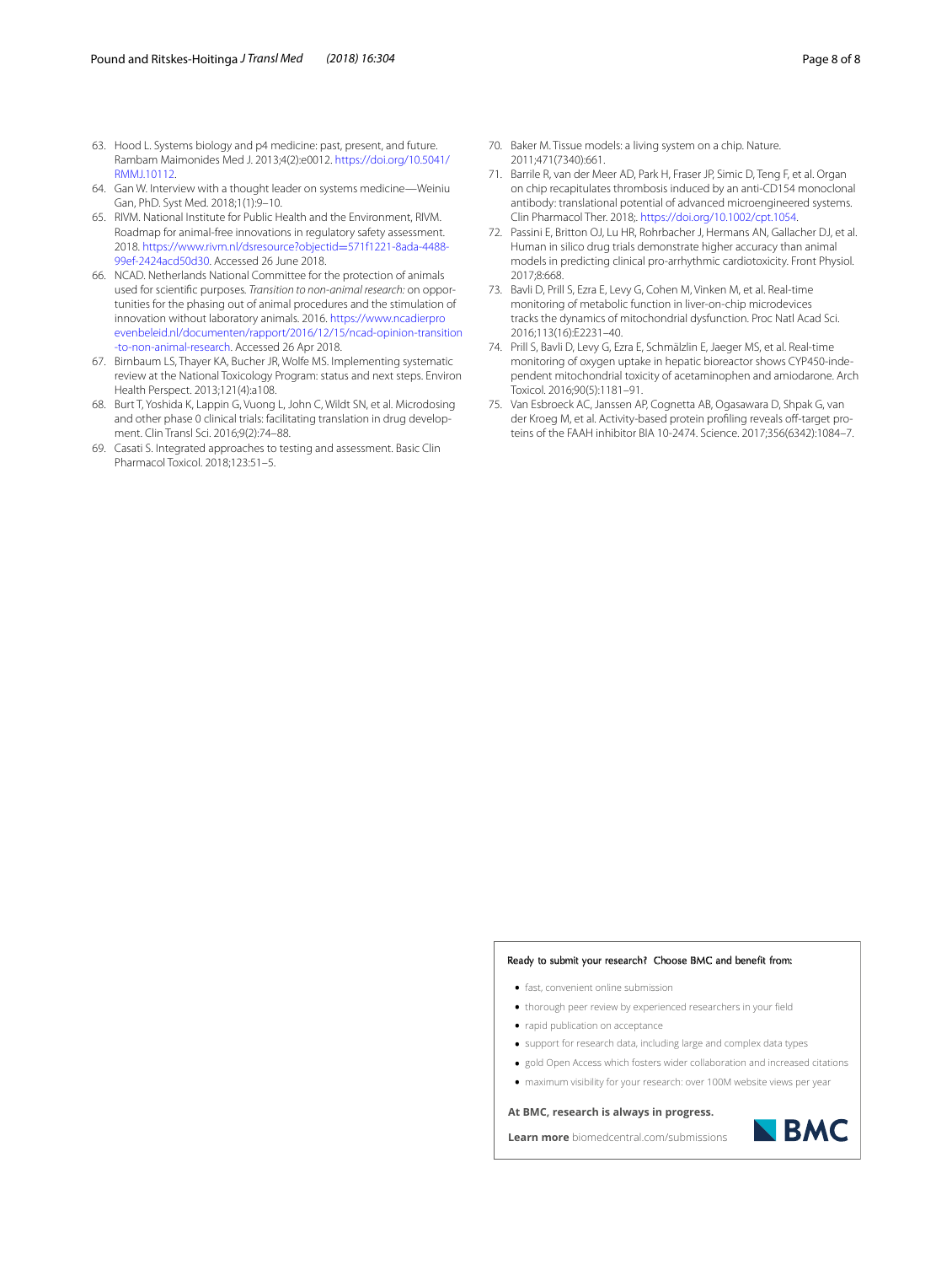63. Hood L. Systems biology and p4 medicine: past, present, and future. Rambam Maimonides Med J. 2013;4(2):e0012. https://doi.org/10.5041/RMMJ.10112.
64. Gan W. Interview with a thought leader on systems medicine—Weiniu Gan, PhD. Syst Med. 2018;1(1):9–10.
65. RIVM. National Institute for Public Health and the Environment, RIVM. Roadmap for animal-free innovations in regulatory safety assessment. 2018. https://www.rivm.nl/dsresource?objectid=571f1221-8ada-4488-99ef-2424acd50d30. Accessed 26 June 2018.
66. NCAD. Netherlands National Committee for the protection of animals used for scientific purposes. *Transition to non-animal research:* on opportunities for the phasing out of animal procedures and the stimulation of innovation without laboratory animals. 2016. https://www.ncadierproevenbeleid.nl/documenten/rapport/2016/12/15/ncad-opinion-transition-to-non-animal-research. Accessed 26 Apr 2018.
67. Birnbaum LS, Thayer KA, Bucher JR, Wolfe MS. Implementing systematic review at the National Toxicology Program: status and next steps. Environ Health Perspect. 2013;121(4):a108.
68. Burt T, Yoshida K, Lappin G, Vuong L, John C, Wildt SN, et al. Microdosing and other phase 0 clinical trials: facilitating translation in drug development. Clin Transl Sci. 2016;9(2):74–88.
69. Casati S. Integrated approaches to testing and assessment. Basic Clin Pharmacol Toxicol. 2018;123:51–5.
70. Baker M. Tissue models: a living system on a chip. Nature. 2011;471(7340):661.
71. Barrile R, van der Meer AD, Park H, Fraser JP, Simic D, Teng F, et al. Organ on chip recapitulates thrombosis induced by an anti-CD154 monoclonal antibody: translational potential of advanced microengineered systems. Clin Pharmacol Ther. 2018;. https://doi.org/10.1002/cpt.1054.
72. Passini E, Britton OJ, Lu HR, Rohrbacher J, Hermans AN, Gallacher DJ, et al. Human in silico drug trials demonstrate higher accuracy than animal models in predicting clinical pro-arrhythmic cardiotoxicity. Front Physiol. 2017;8:668.
73. Bavli D, Prill S, Ezra E, Levy G, Cohen M, Vinken M, et al. Real-time monitoring of metabolic function in liver-on-chip microdevices tracks the dynamics of mitochondrial dysfunction. Proc Natl Acad Sci. 2016;113(16):E2231–40.
74. Prill S, Bavli D, Levy G, Ezra E, Schmälzlin E, Jaeger MS, et al. Real-time monitoring of oxygen uptake in hepatic bioreactor shows CYP450-independent mitochondrial toxicity of acetaminophen and amiodarone. Arch Toxicol. 2016;90(5):1181–91.
75. Van Esbroeck AC, Janssen AP, Cognetta AB, Ogasawara D, Shpak G, van der Kroeg M, et al. Activity-based protein profiling reveals off-target proteins of the FAAH inhibitor BIA 10-2474. Science. 2017;356(6342):1084–7.

Ready to submit your research? Choose BMC and benefit from:

- fast, convenient online submission
- thorough peer review by experienced researchers in your field
- rapid publication on acceptance
- support for research data, including large and complex data types
- gold Open Access which fosters wider collaboration and increased citations
- maximum visibility for your research: over 100M website views per year

**At BMC, research is always in progress.**

**Learn more** biomedcentral.com/submissions

BMC